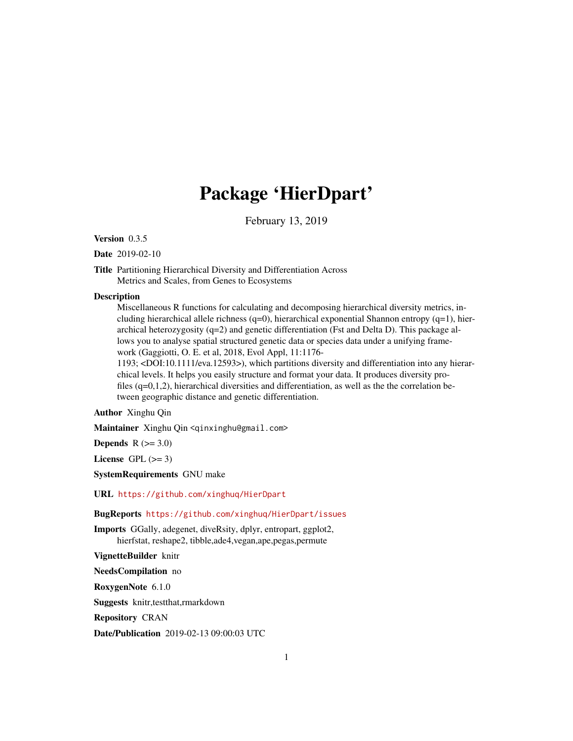# Package 'HierDpart'

February 13, 2019

**Version** 0.3.5

**Date** 2019-02-10

**Title** Partitioning Hierarchical Diversity and Differentiation Across Metrics and Scales, from Genes to Ecosystems

**Description** Miscellaneous R functions for calculating and decomposing hierarchical diversity metrics, including hierarchical allele richness (q=0), hierarchical exponential Shannon entropy (q=1), hierarchical heterozygosity (q=2) and genetic differentiation (Fst and Delta D). This package allows you to analyse spatial structured genetic data or species data under a unifying framework (Gaggiotti, O. E. et al, 2018, Evol Appl, 11:1176-1193; <DOI:10.1111/eva.12593>), which partitions diversity and differentiation into any hierarchical levels. It helps you easily structure and format your data. It produces diversity profiles (q=0,1,2), hierarchical diversities and differentiation, as well as the the correlation between geographic distance and genetic differentiation.

**Author** Xinghu Qin

**Maintainer** Xinghu Qin <qinxinghu@gmail.com>

**Depends** R (>= 3.0)

**License** GPL (>= 3)

**SystemRequirements** GNU make

**URL** https://github.com/xinghuq/HierDpart

**BugReports** https://github.com/xinghuq/HierDpart/issues

**Imports** GGally, adegenet, diveRsity, dplyr, entropart, ggplot2, hierfstat, reshape2, tibble,ade4,vegan,ape,pegas,permute

**VignetteBuilder** knitr

**NeedsCompilation** no

**RoxygenNote** 6.1.0

**Suggests** knitr,testthat,rmarkdown

**Repository** CRAN

**Date/Publication** 2019-02-13 09:00:03 UTC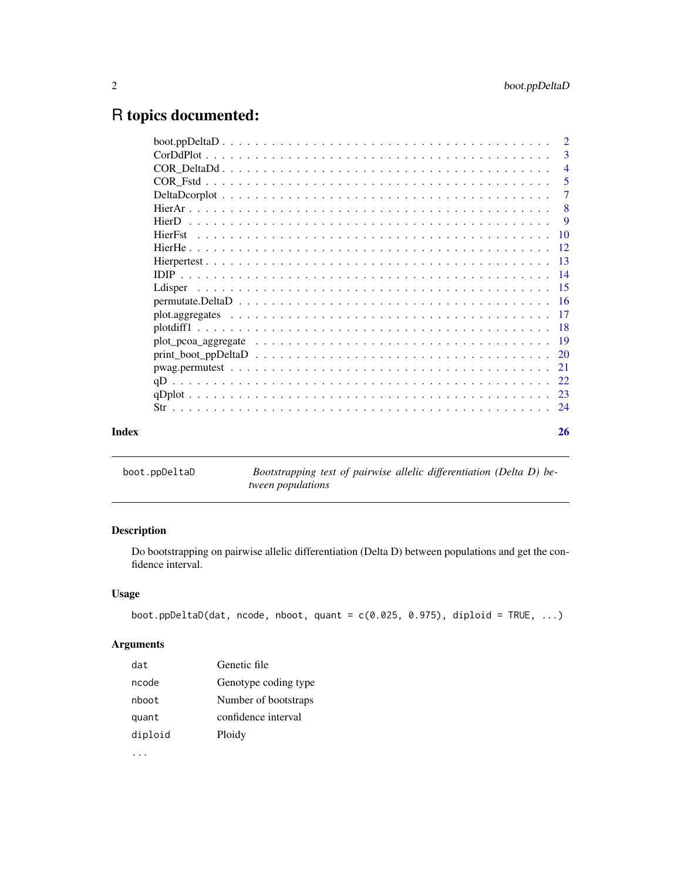# R topics documented:

| | |
|---|---|
| boot.ppDeltaD | 2 |
| CorDdPlot | 3 |
| COR_DeltaDd | 4 |
| COR_Fstd | 5 |
| DeltaDcorplot | 7 |
| HierAr | 8 |
| HierD | 9 |
| HierFst | 10 |
| HierHe | 12 |
| Hierpertest | 13 |
| IDIP | 14 |
| Ldisper | 15 |
| permutate.DeltaD | 16 |
| plot.aggregates | 17 |
| plotdiff1 | 18 |
| plot_pcoa_aggregate | 19 |
| print_boot_ppDeltaD | 20 |
| pwag.permutest | 21 |
| qD | 22 |
| qDplot | 23 |
| Str | 24 |

**Index** 26

---

## boot.ppDeltaD — *Bootstrapping test of pairwise allelic differentiation (Delta D) between populations*

### Description

Do bootstrapping on pairwise allelic differentiation (Delta D) between populations and get the confidence interval.

### Usage

```
boot.ppDeltaD(dat, ncode, nboot, quant = c(0.025, 0.975), diploid = TRUE, ...)
```

### Arguments

| | |
|---|---|
| dat | Genetic file |
| ncode | Genotype coding type |
| nboot | Number of bootstraps |
| quant | confidence interval |
| diploid | Ploidy |
| ... | |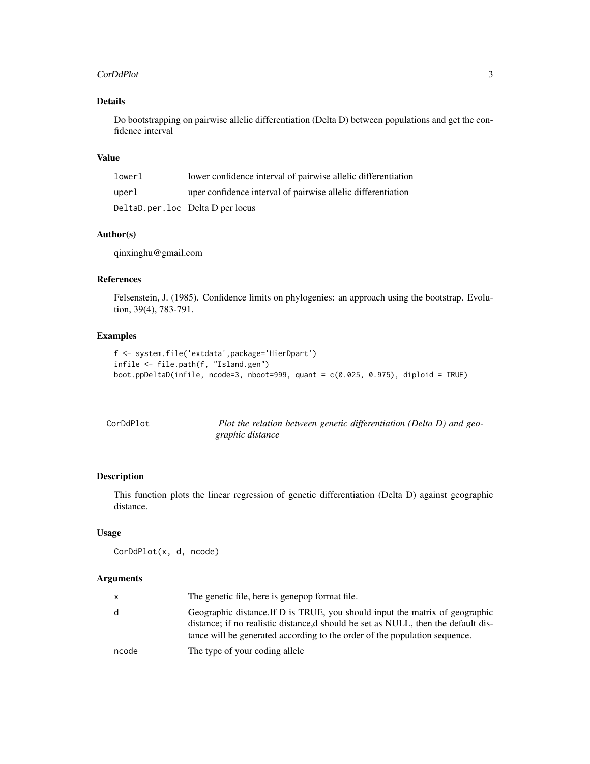### Details

Do bootstrapping on pairwise allelic differentiation (Delta D) between populations and get the confidence interval

### Value

| | |
|---|---|
| lowerl | lower confidence interval of pairwise allelic differentiation |
| uperl | uper confidence interval of pairwise allelic differentiation |
| DeltaD.per.loc | Delta D per locus |

### Author(s)

qinxinghu@gmail.com

### References

Felsenstein, J. (1985). Confidence limits on phylogenies: an approach using the bootstrap. Evolution, 39(4), 783-791.

### Examples

```
f <- system.file('extdata',package='HierDpart')
infile <- file.path(f, "Island.gen")
boot.ppDeltaD(infile, ncode=3, nboot=999, quant = c(0.025, 0.975), diploid = TRUE)
```

---

## CorDdPlot — *Plot the relation between genetic differentiation (Delta D) and geographic distance*

---

### Description

This function plots the linear regression of genetic differentiation (Delta D) against geographic distance.

### Usage

```
CorDdPlot(x, d, ncode)
```

### Arguments

| | |
|---|---|
| x | The genetic file, here is genepop format file. |
| d | Geographic distance.If D is TRUE, you should input the matrix of geographic distance; if no realistic distance,d should be set as NULL, then the default distance will be generated according to the order of the population sequence. |
| ncode | The type of your coding allele |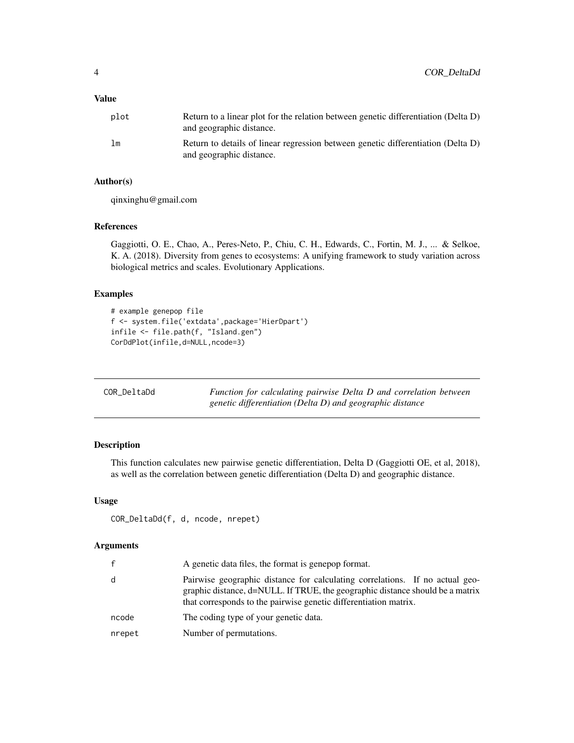### Value

| | |
|---|---|
| plot | Return to a linear plot for the relation between genetic differentiation (Delta D) and geographic distance. |
| lm | Return to details of linear regression between genetic differentiation (Delta D) and geographic distance. |

### Author(s)

qinxinghu@gmail.com

### References

Gaggiotti, O. E., Chao, A., Peres-Neto, P., Chiu, C. H., Edwards, C., Fortin, M. J., ... & Selkoe, K. A. (2018). Diversity from genes to ecosystems: A unifying framework to study variation across biological metrics and scales. Evolutionary Applications.

### Examples

```
# example genepop file
f <- system.file('extdata',package='HierDpart')
infile <- file.path(f, "Island.gen")
CorDdPlot(infile,d=NULL,ncode=3)
```

---

## COR_DeltaDd — *Function for calculating pairwise Delta D and correlation between genetic differentiation (Delta D) and geographic distance*

---

### Description

This function calculates new pairwise genetic differentiation, Delta D (Gaggiotti OE, et al, 2018), as well as the correlation between genetic differentiation (Delta D) and geographic distance.

### Usage

```
COR_DeltaDd(f, d, ncode, nrepet)
```

### Arguments

| | |
|---|---|
| f | A genetic data files, the format is genepop format. |
| d | Pairwise geographic distance for calculating correlations. If no actual geographic distance, d=NULL. If TRUE, the geographic distance should be a matrix that corresponds to the pairwise genetic differentiation matrix. |
| ncode | The coding type of your genetic data. |
| nrepet | Number of permutations. |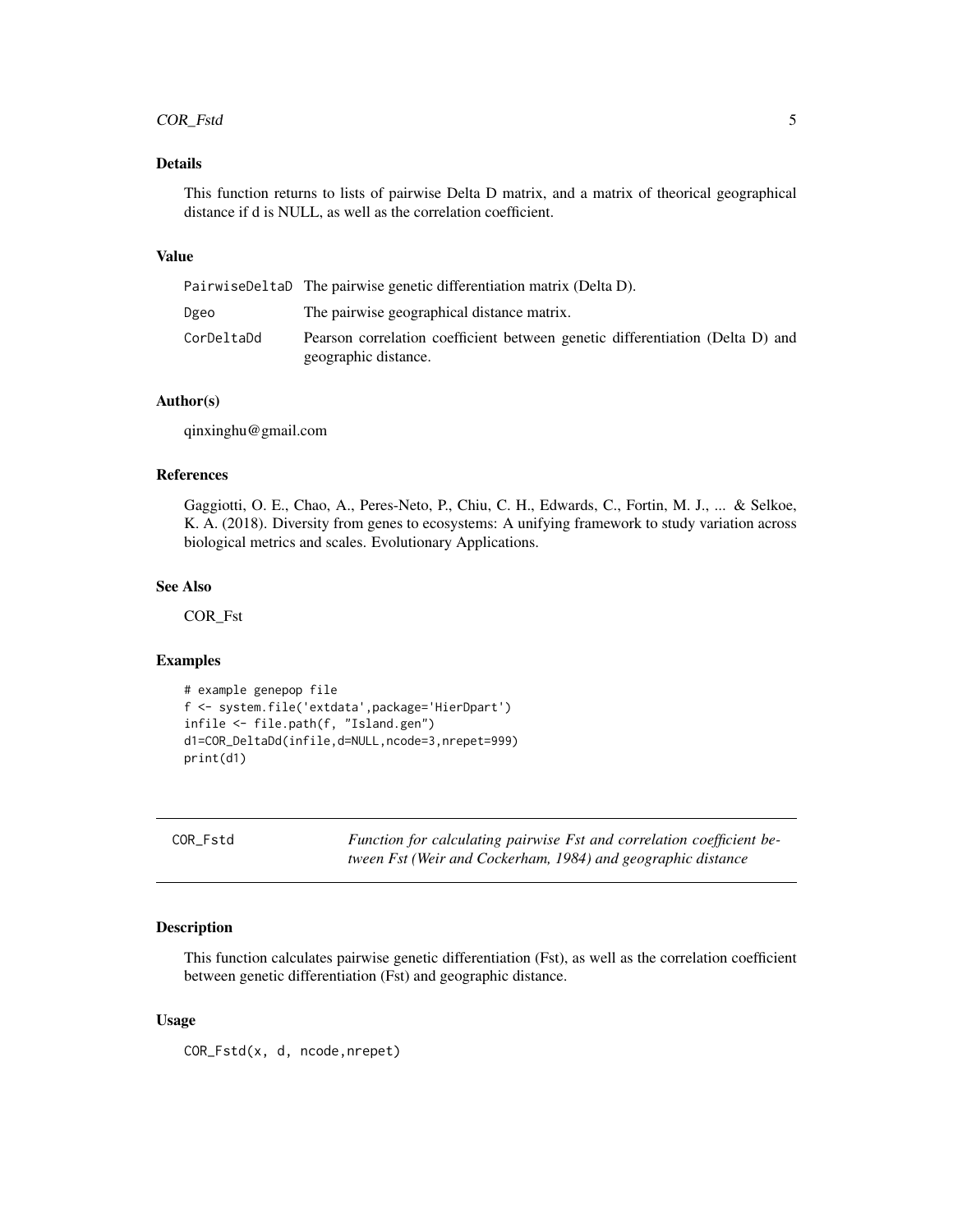### Details

This function returns to lists of pairwise Delta D matrix, and a matrix of theorical geographical distance if d is NULL, as well as the correlation coefficient.

### Value

| | |
|---|---|
| PairwiseDeltaD | The pairwise genetic differentiation matrix (Delta D). |
| Dgeo | The pairwise geographical distance matrix. |
| CorDeltaDd | Pearson correlation coefficient between genetic differentiation (Delta D) and geographic distance. |

### Author(s)

qinxinghu@gmail.com

### References

Gaggiotti, O. E., Chao, A., Peres-Neto, P., Chiu, C. H., Edwards, C., Fortin, M. J., ... & Selkoe, K. A. (2018). Diversity from genes to ecosystems: A unifying framework to study variation across biological metrics and scales. Evolutionary Applications.

### See Also

COR_Fst

### Examples

```
# example genepop file
f <- system.file('extdata',package='HierDpart')
infile <- file.path(f, "Island.gen")
d1=COR_DeltaDd(infile,d=NULL,ncode=3,nrepet=999)
print(d1)
```

---

## COR_Fstd — *Function for calculating pairwise Fst and correlation coefficient between Fst (Weir and Cockerham, 1984) and geographic distance*

### Description

This function calculates pairwise genetic differentiation (Fst), as well as the correlation coefficient between genetic differentiation (Fst) and geographic distance.

### Usage

```
COR_Fstd(x, d, ncode,nrepet)
```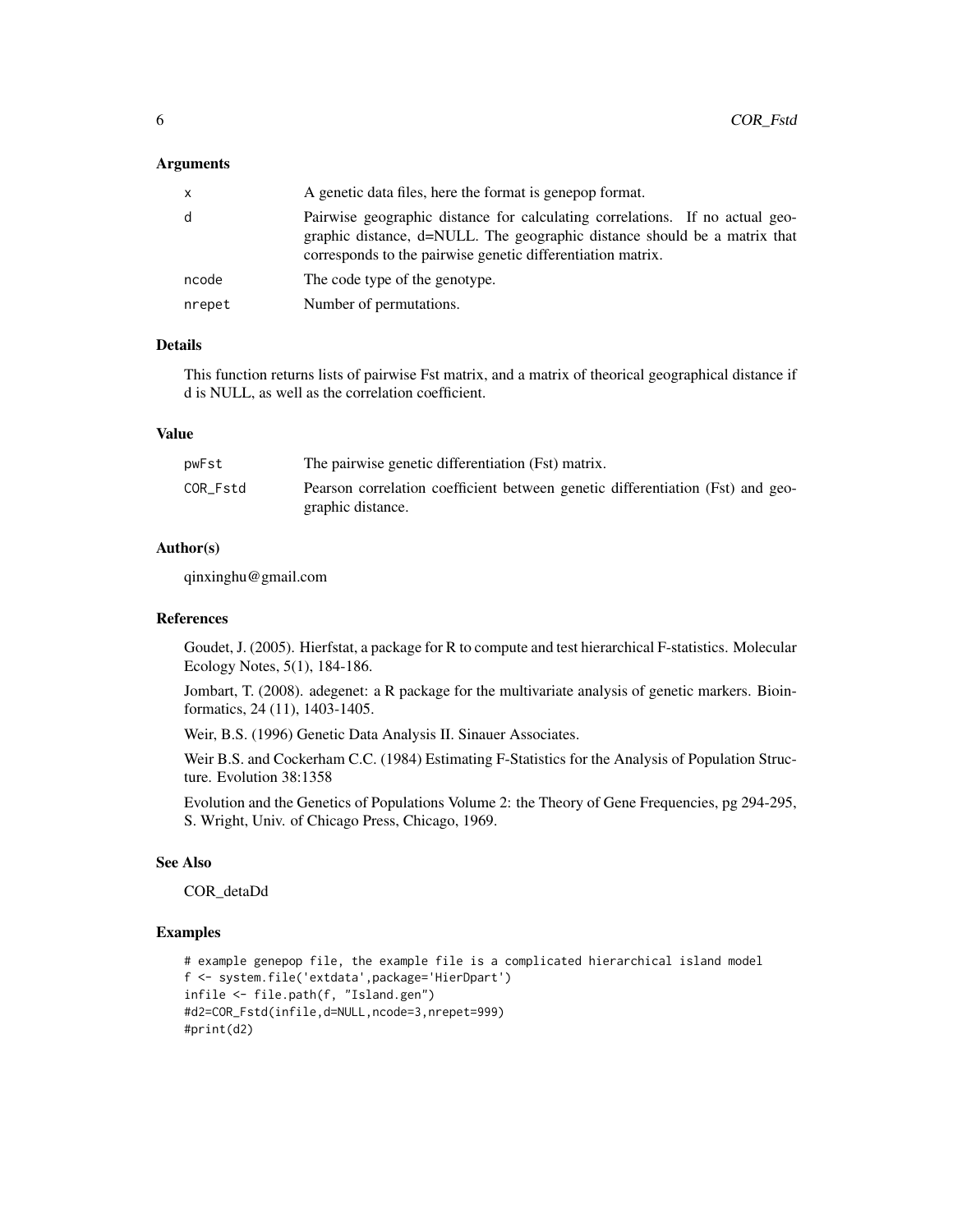### Arguments

| | |
|---|---|
| x | A genetic data files, here the format is genepop format. |
| d | Pairwise geographic distance for calculating correlations. If no actual geographic distance, d=NULL. The geographic distance should be a matrix that corresponds to the pairwise genetic differentiation matrix. |
| ncode | The code type of the genotype. |
| nrepet | Number of permutations. |

### Details

This function returns lists of pairwise Fst matrix, and a matrix of theorical geographical distance if d is NULL, as well as the correlation coefficient.

### Value

| | |
|---|---|
| pwFst | The pairwise genetic differentiation (Fst) matrix. |
| COR_Fstd | Pearson correlation coefficient between genetic differentiation (Fst) and geographic distance. |

### Author(s)

qinxinghu@gmail.com

### References

Goudet, J. (2005). Hierfstat, a package for R to compute and test hierarchical F-statistics. Molecular Ecology Notes, 5(1), 184-186.

Jombart, T. (2008). adegenet: a R package for the multivariate analysis of genetic markers. Bioinformatics, 24 (11), 1403-1405.

Weir, B.S. (1996) Genetic Data Analysis II. Sinauer Associates.

Weir B.S. and Cockerham C.C. (1984) Estimating F-Statistics for the Analysis of Population Structure. Evolution 38:1358

Evolution and the Genetics of Populations Volume 2: the Theory of Gene Frequencies, pg 294-295, S. Wright, Univ. of Chicago Press, Chicago, 1969.

### See Also

COR_detaDd

### Examples

```
# example genepop file, the example file is a complicated hierarchical island model
f <- system.file('extdata',package='HierDpart')
infile <- file.path(f, "Island.gen")
#d2=COR_Fstd(infile,d=NULL,ncode=3,nrepet=999)
#print(d2)
```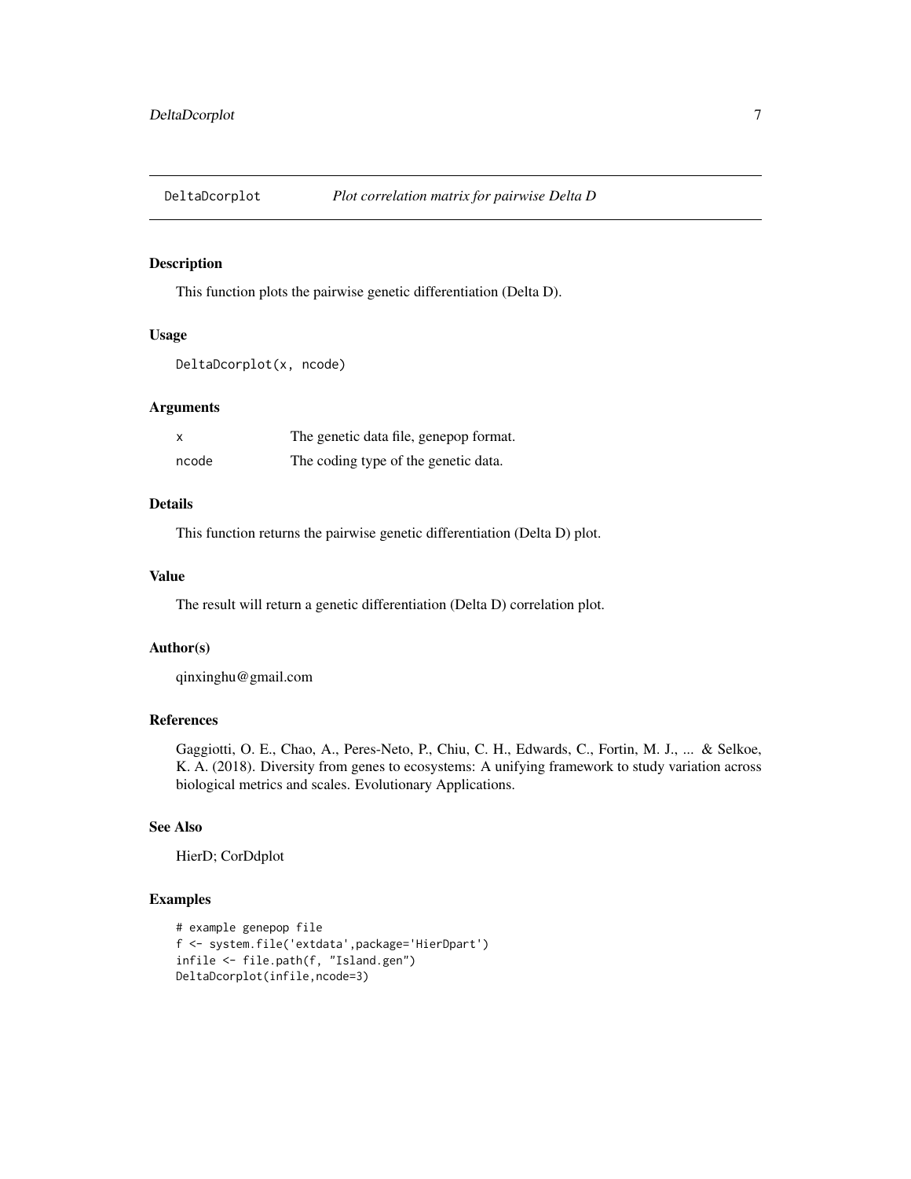# DeltaDcorplot — *Plot correlation matrix for pairwise Delta D*

## Description

This function plots the pairwise genetic differentiation (Delta D).

## Usage

```
DeltaDcorplot(x, ncode)
```

## Arguments

| | |
|---|---|
| x | The genetic data file, genepop format. |
| ncode | The coding type of the genetic data. |

## Details

This function returns the pairwise genetic differentiation (Delta D) plot.

## Value

The result will return a genetic differentiation (Delta D) correlation plot.

## Author(s)

qinxinghu@gmail.com

## References

Gaggiotti, O. E., Chao, A., Peres-Neto, P., Chiu, C. H., Edwards, C., Fortin, M. J., ... & Selkoe, K. A. (2018). Diversity from genes to ecosystems: A unifying framework to study variation across biological metrics and scales. Evolutionary Applications.

## See Also

HierD; CorDdplot

## Examples

```
# example genepop file
f <- system.file('extdata',package='HierDpart')
infile <- file.path(f, "Island.gen")
DeltaDcorplot(infile,ncode=3)
```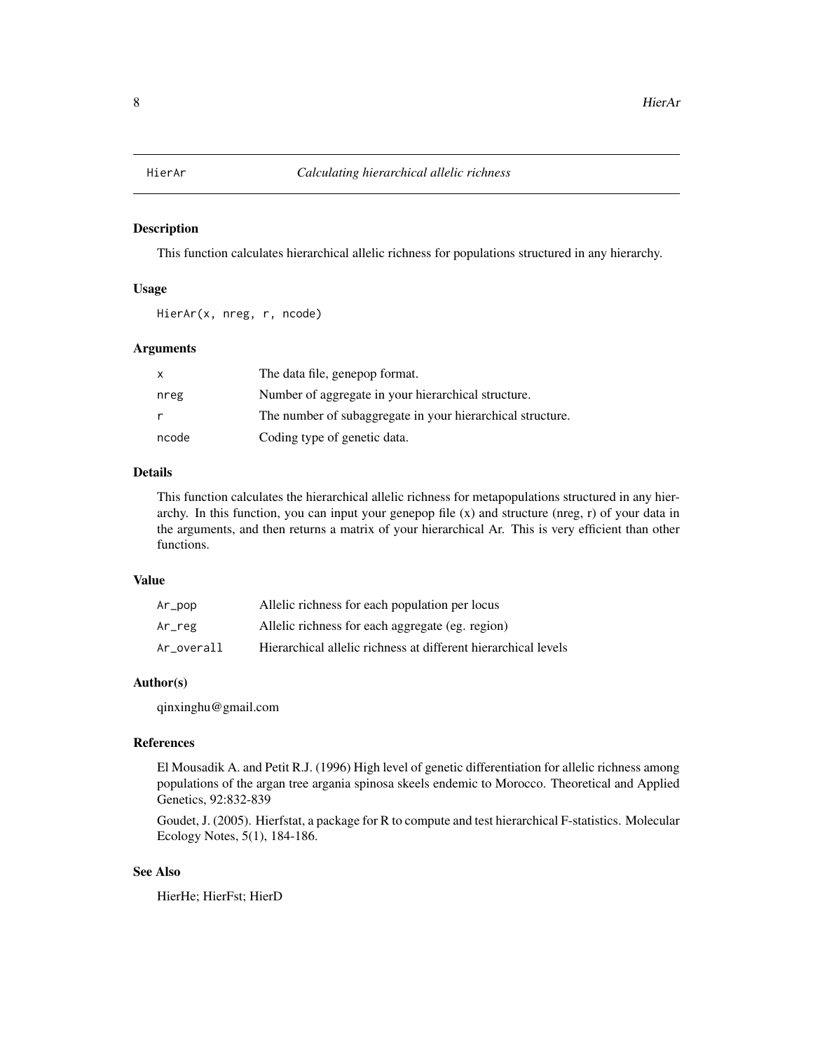# HierAr — *Calculating hierarchical allelic richness*

## Description

This function calculates hierarchical allelic richness for populations structured in any hierarchy.

## Usage

```
HierAr(x, nreg, r, ncode)
```

## Arguments

| | |
|---|---|
| x | The data file, genepop format. |
| nreg | Number of aggregate in your hierarchical structure. |
| r | The number of subaggregate in your hierarchical structure. |
| ncode | Coding type of genetic data. |

## Details

This function calculates the hierarchical allelic richness for metapopulations structured in any hierarchy. In this function, you can input your genepop file (x) and structure (nreg, r) of your data in the arguments, and then returns a matrix of your hierarchical Ar. This is very efficient than other functions.

## Value

| | |
|---|---|
| Ar_pop | Allelic richness for each population per locus |
| Ar_reg | Allelic richness for each aggregate (eg. region) |
| Ar_overall | Hierarchical allelic richness at different hierarchical levels |

## Author(s)

qinxinghu@gmail.com

## References

El Mousadik A. and Petit R.J. (1996) High level of genetic differentiation for allelic richness among populations of the argan tree argania spinosa skeels endemic to Morocco. Theoretical and Applied Genetics, 92:832-839

Goudet, J. (2005). Hierfstat, a package for R to compute and test hierarchical F-statistics. Molecular Ecology Notes, 5(1), 184-186.

## See Also

HierHe; HierFst; HierD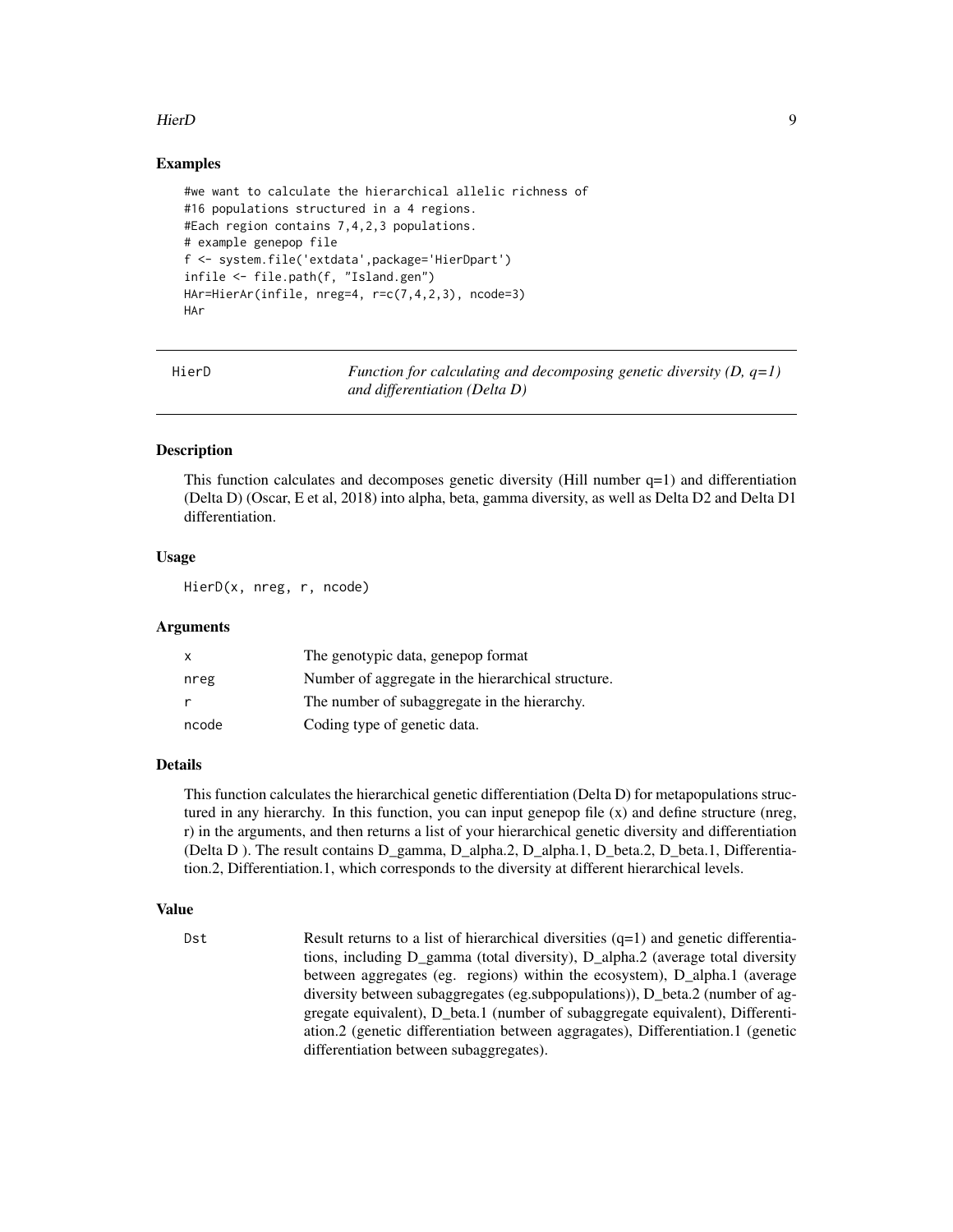## Examples

```
#we want to calculate the hierarchical allelic richness of
#16 populations structured in a 4 regions.
#Each region contains 7,4,2,3 populations.
# example genepop file
f <- system.file('extdata',package='HierDpart')
infile <- file.path(f, "Island.gen")
HAr=HierAr(infile, nreg=4, r=c(7,4,2,3), ncode=3)
HAr
```

---

# HierD — *Function for calculating and decomposing genetic diversity (D, q=1) and differentiation (Delta D)*

---

## Description

This function calculates and decomposes genetic diversity (Hill number q=1) and differentiation (Delta D) (Oscar, E et al, 2018) into alpha, beta, gamma diversity, as well as Delta D2 and Delta D1 differentiation.

## Usage

```
HierD(x, nreg, r, ncode)
```

## Arguments

| | |
|---|---|
| `x` | The genotypic data, genepop format |
| `nreg` | Number of aggregate in the hierarchical structure. |
| `r` | The number of subaggregate in the hierarchy. |
| `ncode` | Coding type of genetic data. |

## Details

This function calculates the hierarchical genetic differentiation (Delta D) for metapopulations structured in any hierarchy. In this function, you can input genepop file (x) and define structure (nreg, r) in the arguments, and then returns a list of your hierarchical genetic diversity and differentiation (Delta D ). The result contains D_gamma, D_alpha.2, D_alpha.1, D_beta.2, D_beta.1, Differentiation.2, Differentiation.1, which corresponds to the diversity at different hierarchical levels.

## Value

| | |
|---|---|
| `Dst` | Result returns to a list of hierarchical diversities (q=1) and genetic differentiations, including D_gamma (total diversity), D_alpha.2 (average total diversity between aggregates (eg. regions) within the ecosystem), D_alpha.1 (average diversity between subaggregates (eg.subpopulations)), D_beta.2 (number of aggregate equivalent), D_beta.1 (number of subaggregate equivalent), Differentiation.2 (genetic differentiation between aggragates), Differentiation.1 (genetic differentiation between subaggregates). |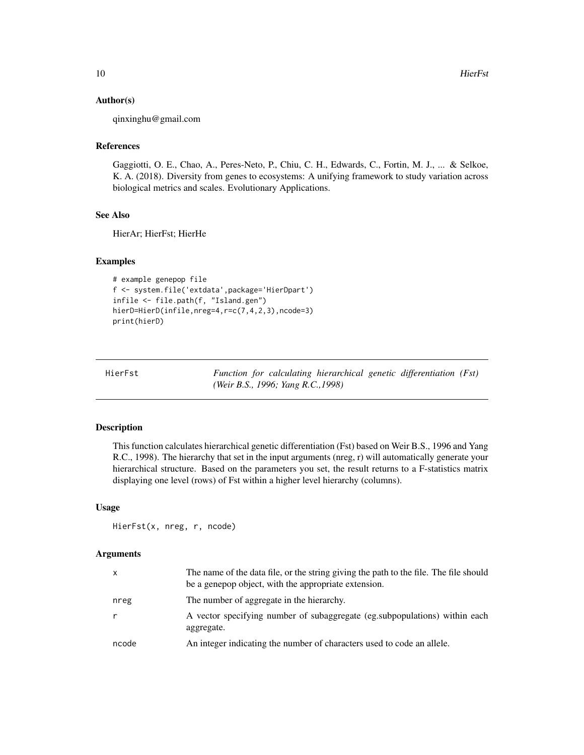### Author(s)

qinxinghu@gmail.com

### References

Gaggiotti, O. E., Chao, A., Peres-Neto, P., Chiu, C. H., Edwards, C., Fortin, M. J., ... & Selkoe, K. A. (2018). Diversity from genes to ecosystems: A unifying framework to study variation across biological metrics and scales. Evolutionary Applications.

### See Also

HierAr; HierFst; HierHe

### Examples

```
# example genepop file
f <- system.file('extdata',package='HierDpart')
infile <- file.path(f, "Island.gen")
hierD=HierD(infile,nreg=4,r=c(7,4,2,3),ncode=3)
print(hierD)
```

---

## HierFst — *Function for calculating hierarchical genetic differentiation (Fst) (Weir B.S., 1996; Yang R.C.,1998)*

### Description

This function calculates hierarchical genetic differentiation (Fst) based on Weir B.S., 1996 and Yang R.C., 1998). The hierarchy that set in the input arguments (nreg, r) will automatically generate your hierarchical structure. Based on the parameters you set, the result returns to a F-statistics matrix displaying one level (rows) of Fst within a higher level hierarchy (columns).

### Usage

```
HierFst(x, nreg, r, ncode)
```

### Arguments

| | |
|---|---|
| x | The name of the data file, or the string giving the path to the file. The file should be a genepop object, with the appropriate extension. |
| nreg | The number of aggregate in the hierarchy. |
| r | A vector specifying number of subaggregate (eg.subpopulations) within each aggregate. |
| ncode | An integer indicating the number of characters used to code an allele. |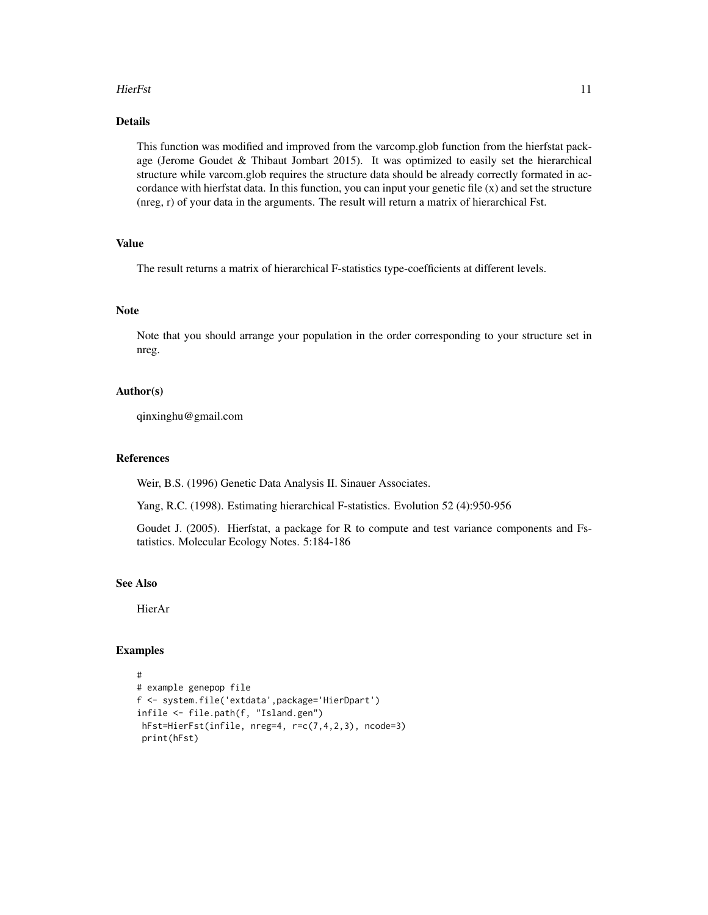## Details

This function was modified and improved from the varcomp.glob function from the hierfstat package (Jerome Goudet & Thibaut Jombart 2015). It was optimized to easily set the hierarchical structure while varcom.glob requires the structure data should be already correctly formated in accordance with hierfstat data. In this function, you can input your genetic file (x) and set the structure (nreg, r) of your data in the arguments. The result will return a matrix of hierarchical Fst.

## Value

The result returns a matrix of hierarchical F-statistics type-coefficients at different levels.

## Note

Note that you should arrange your population in the order corresponding to your structure set in nreg.

## Author(s)

qinxinghu@gmail.com

## References

Weir, B.S. (1996) Genetic Data Analysis II. Sinauer Associates.

Yang, R.C. (1998). Estimating hierarchical F-statistics. Evolution 52 (4):950-956

Goudet J. (2005). Hierfstat, a package for R to compute and test variance components and Fstatistics. Molecular Ecology Notes. 5:184-186

## See Also

HierAr

## Examples

```
#
# example genepop file
f <- system.file('extdata',package='HierDpart')
infile <- file.path(f, "Island.gen")
 hFst=HierFst(infile, nreg=4, r=c(7,4,2,3), ncode=3)
 print(hFst)
```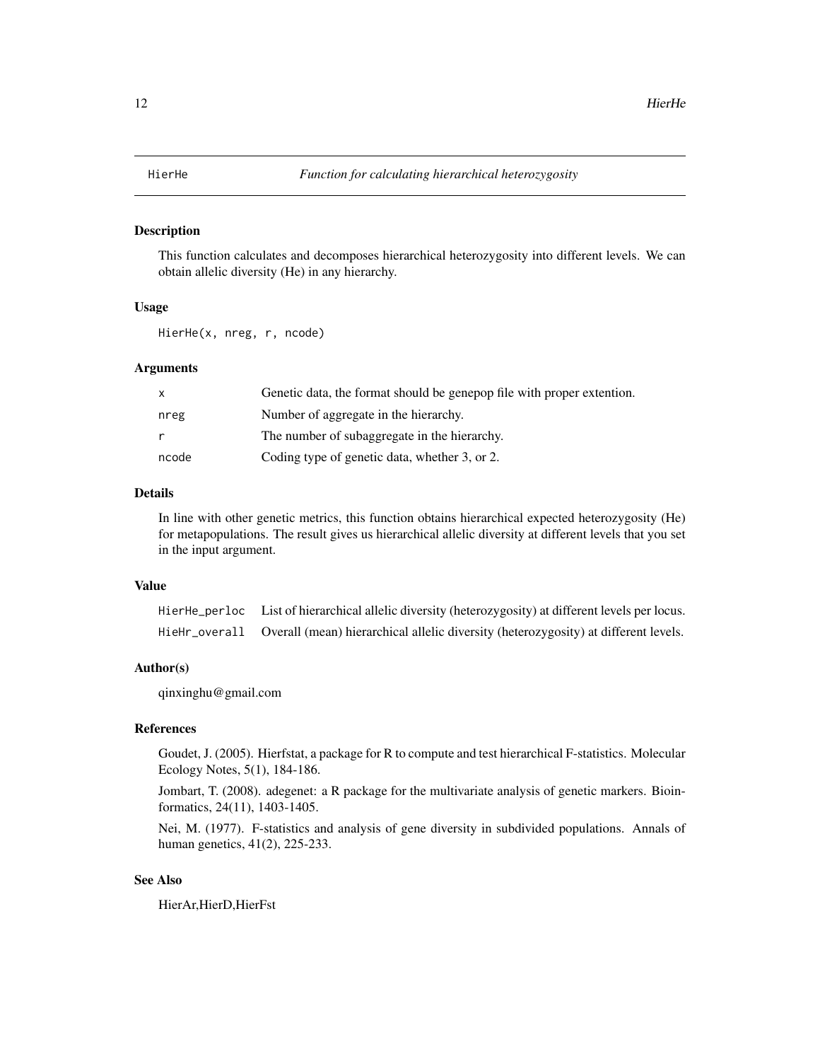## HierHe — *Function for calculating hierarchical heterozygosity*

### Description

This function calculates and decomposes hierarchical heterozygosity into different levels. We can obtain allelic diversity (He) in any hierarchy.

### Usage

```
HierHe(x, nreg, r, ncode)
```

### Arguments

| | |
|---|---|
| `x` | Genetic data, the format should be genepop file with proper extention. |
| `nreg` | Number of aggregate in the hierarchy. |
| `r` | The number of subaggregate in the hierarchy. |
| `ncode` | Coding type of genetic data, whether 3, or 2. |

### Details

In line with other genetic metrics, this function obtains hierarchical expected heterozygosity (He) for metapopulations. The result gives us hierarchical allelic diversity at different levels that you set in the input argument.

### Value

| | |
|---|---|
| `HierHe_perloc` | List of hierarchical allelic diversity (heterozygosity) at different levels per locus. |
| `HieHr_overall` | Overall (mean) hierarchical allelic diversity (heterozygosity) at different levels. |

### Author(s)

qinxinghu@gmail.com

### References

Goudet, J. (2005). Hierfstat, a package for R to compute and test hierarchical F-statistics. Molecular Ecology Notes, 5(1), 184-186.

Jombart, T. (2008). adegenet: a R package for the multivariate analysis of genetic markers. Bioinformatics, 24(11), 1403-1405.

Nei, M. (1977). F-statistics and analysis of gene diversity in subdivided populations. Annals of human genetics, 41(2), 225-233.

### See Also

HierAr,HierD,HierFst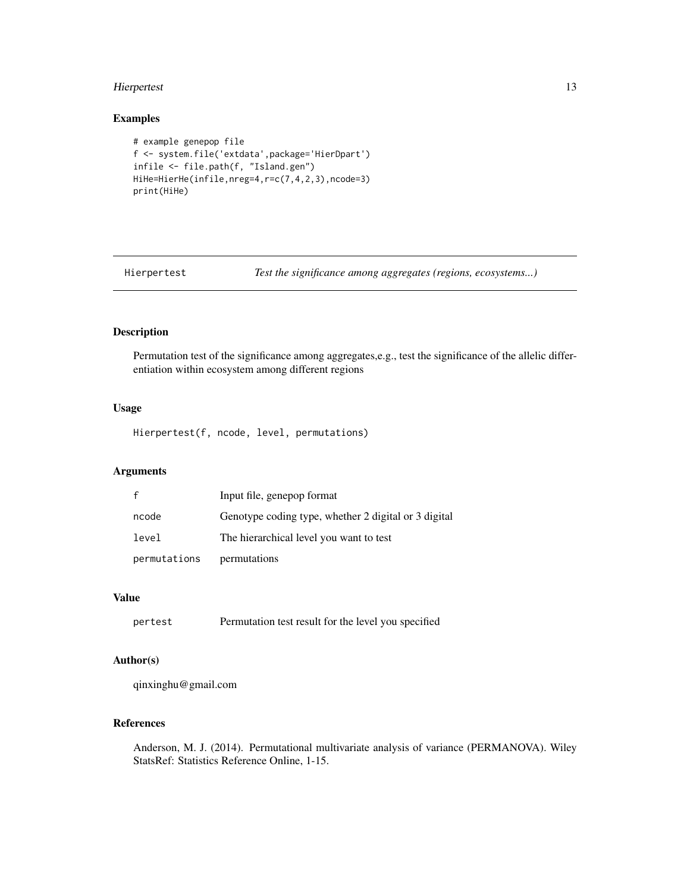## Examples

```
# example genepop file
f <- system.file('extdata',package='HierDpart')
infile <- file.path(f, "Island.gen")
HiHe=HierHe(infile,nreg=4,r=c(7,4,2,3),ncode=3)
print(HiHe)
```

---

Hierpertest — *Test the significance among aggregates (regions, ecosystems...)*

---

### Description

Permutation test of the significance among aggregates,e.g., test the significance of the allelic differentiation within ecosystem among different regions

### Usage

```
Hierpertest(f, ncode, level, permutations)
```

### Arguments

| | |
|---|---|
| f | Input file, genepop format |
| ncode | Genotype coding type, whether 2 digital or 3 digital |
| level | The hierarchical level you want to test |
| permutations | permutations |

### Value

| | |
|---|---|
| pertest | Permutation test result for the level you specified |

### Author(s)

qinxinghu@gmail.com

### References

Anderson, M. J. (2014). Permutational multivariate analysis of variance (PERMANOVA). Wiley StatsRef: Statistics Reference Online, 1-15.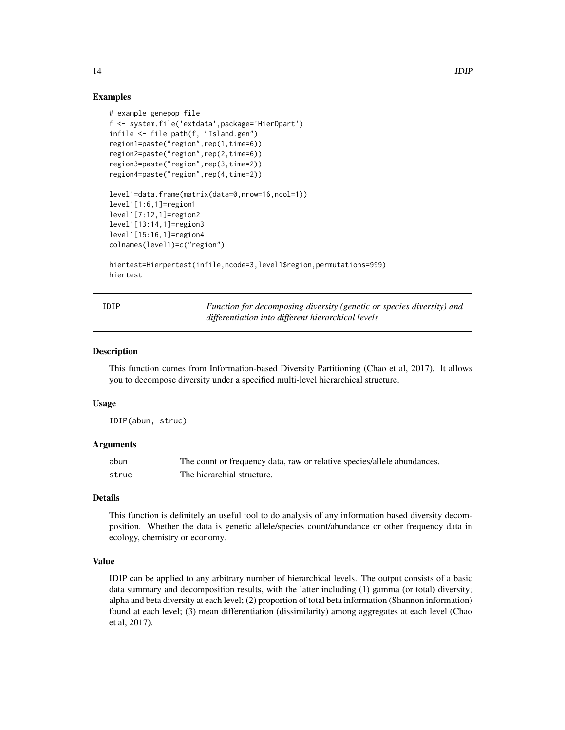## Examples

```
# example genepop file
f <- system.file('extdata',package='HierDpart')
infile <- file.path(f, "Island.gen")
region1=paste("region",rep(1,time=6))
region2=paste("region",rep(2,time=6))
region3=paste("region",rep(3,time=2))
region4=paste("region",rep(4,time=2))

level1=data.frame(matrix(data=0,nrow=16,ncol=1))
level1[1:6,1]=region1
level1[7:12,1]=region2
level1[13:14,1]=region3
level1[15:16,1]=region4
colnames(level1)=c("region")

hiertest=Hierpertest(infile,ncode=3,level1$region,permutations=999)
hiertest
```

# IDIP

*Function for decomposing diversity (genetic or species diversity) and differentiation into different hierarchical levels*

## Description

This function comes from Information-based Diversity Partitioning (Chao et al, 2017). It allows you to decompose diversity under a specified multi-level hierarchical structure.

## Usage

```
IDIP(abun, struc)
```

## Arguments

| | |
|---|---|
| abun | The count or frequency data, raw or relative species/allele abundances. |
| struc | The hierarchial structure. |

## Details

This function is definitely an useful tool to do analysis of any information based diversity decomposition. Whether the data is genetic allele/species count/abundance or other frequency data in ecology, chemistry or economy.

## Value

IDIP can be applied to any arbitrary number of hierarchical levels. The output consists of a basic data summary and decomposition results, with the latter including (1) gamma (or total) diversity; alpha and beta diversity at each level; (2) proportion of total beta information (Shannon information) found at each level; (3) mean differentiation (dissimilarity) among aggregates at each level (Chao et al, 2017).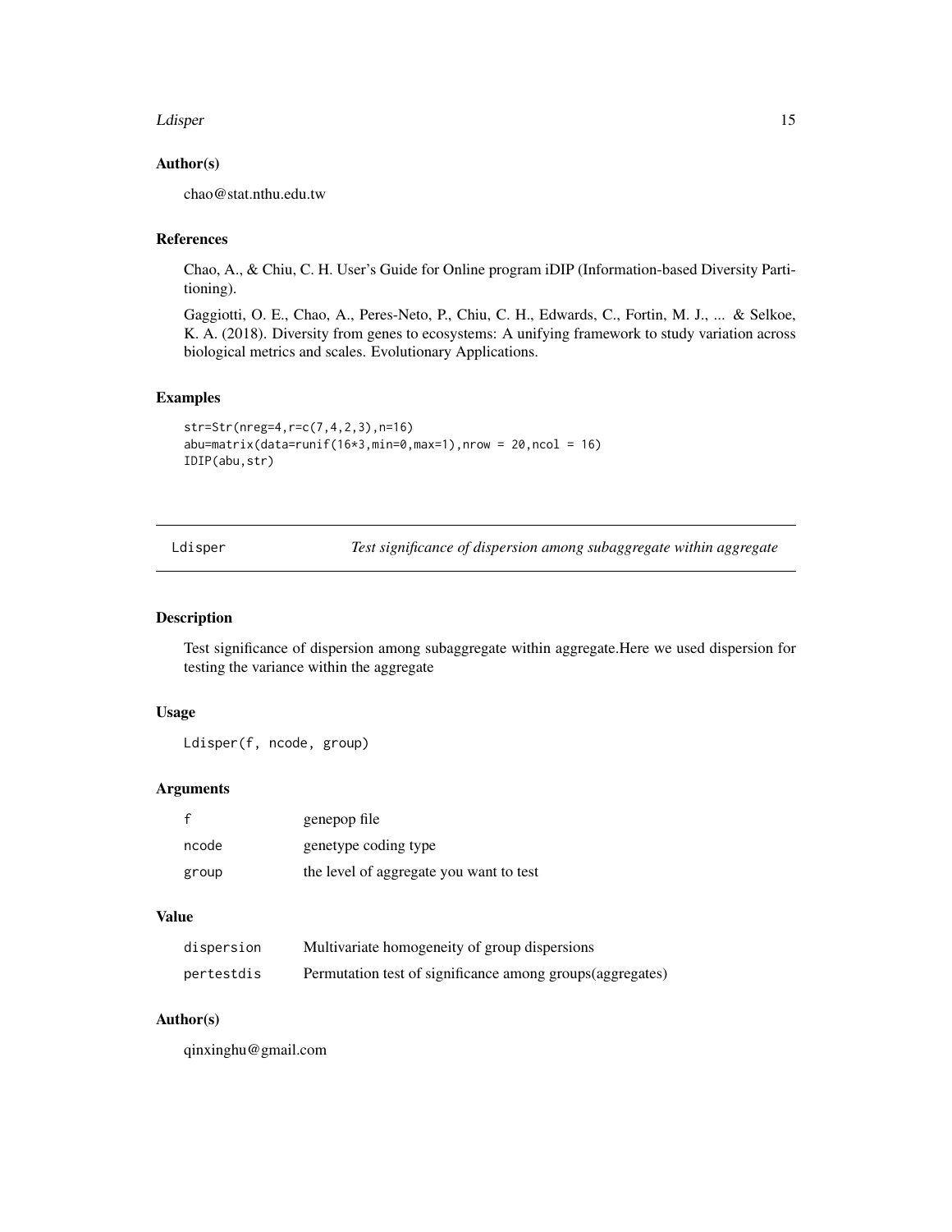### Author(s)

chao@stat.nthu.edu.tw

### References

Chao, A., & Chiu, C. H. User's Guide for Online program iDIP (Information-based Diversity Partitioning).

Gaggiotti, O. E., Chao, A., Peres-Neto, P., Chiu, C. H., Edwards, C., Fortin, M. J., ... & Selkoe, K. A. (2018). Diversity from genes to ecosystems: A unifying framework to study variation across biological metrics and scales. Evolutionary Applications.

### Examples

```
str=Str(nreg=4,r=c(7,4,2,3),n=16)
abu=matrix(data=runif(16*3,min=0,max=1),nrow = 20,ncol = 16)
IDIP(abu,str)
```

---

## Ldisper — *Test significance of dispersion among subaggregate within aggregate*

### Description

Test significance of dispersion among subaggregate within aggregate.Here we used dispersion for testing the variance within the aggregate

### Usage

```
Ldisper(f, ncode, group)
```

### Arguments

| | |
|---|---|
| f | genepop file |
| ncode | genetype coding type |
| group | the level of aggregate you want to test |

### Value

| | |
|---|---|
| dispersion | Multivariate homogeneity of group dispersions |
| pertestdis | Permutation test of significance among groups(aggregates) |

### Author(s)

qinxinghu@gmail.com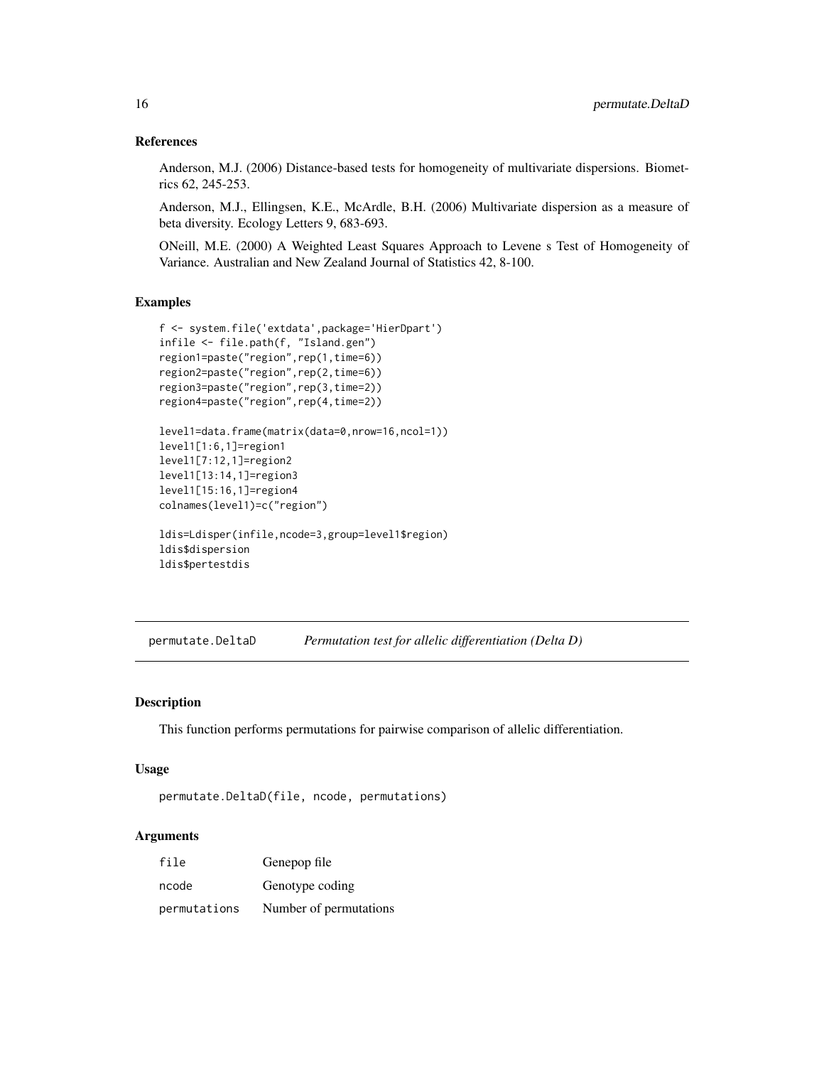### References

Anderson, M.J. (2006) Distance-based tests for homogeneity of multivariate dispersions. Biometrics 62, 245-253.

Anderson, M.J., Ellingsen, K.E., McArdle, B.H. (2006) Multivariate dispersion as a measure of beta diversity. Ecology Letters 9, 683-693.

ONeill, M.E. (2000) A Weighted Least Squares Approach to Levene s Test of Homogeneity of Variance. Australian and New Zealand Journal of Statistics 42, 8-100.

### Examples

```
f <- system.file('extdata',package='HierDpart')
infile <- file.path(f, "Island.gen")
region1=paste("region",rep(1,time=6))
region2=paste("region",rep(2,time=6))
region3=paste("region",rep(3,time=2))
region4=paste("region",rep(4,time=2))

level1=data.frame(matrix(data=0,nrow=16,ncol=1))
level1[1:6,1]=region1
level1[7:12,1]=region2
level1[13:14,1]=region3
level1[15:16,1]=region4
colnames(level1)=c("region")

ldis=Ldisper(infile,ncode=3,group=level1$region)
ldis$dispersion
ldis$pertestdis
```

---

## permutate.DeltaD *Permutation test for allelic differentiation (Delta D)*

### Description

This function performs permutations for pairwise comparison of allelic differentiation.

### Usage

```
permutate.DeltaD(file, ncode, permutations)
```

### Arguments

| | |
|---|---|
| file | Genepop file |
| ncode | Genotype coding |
| permutations | Number of permutations |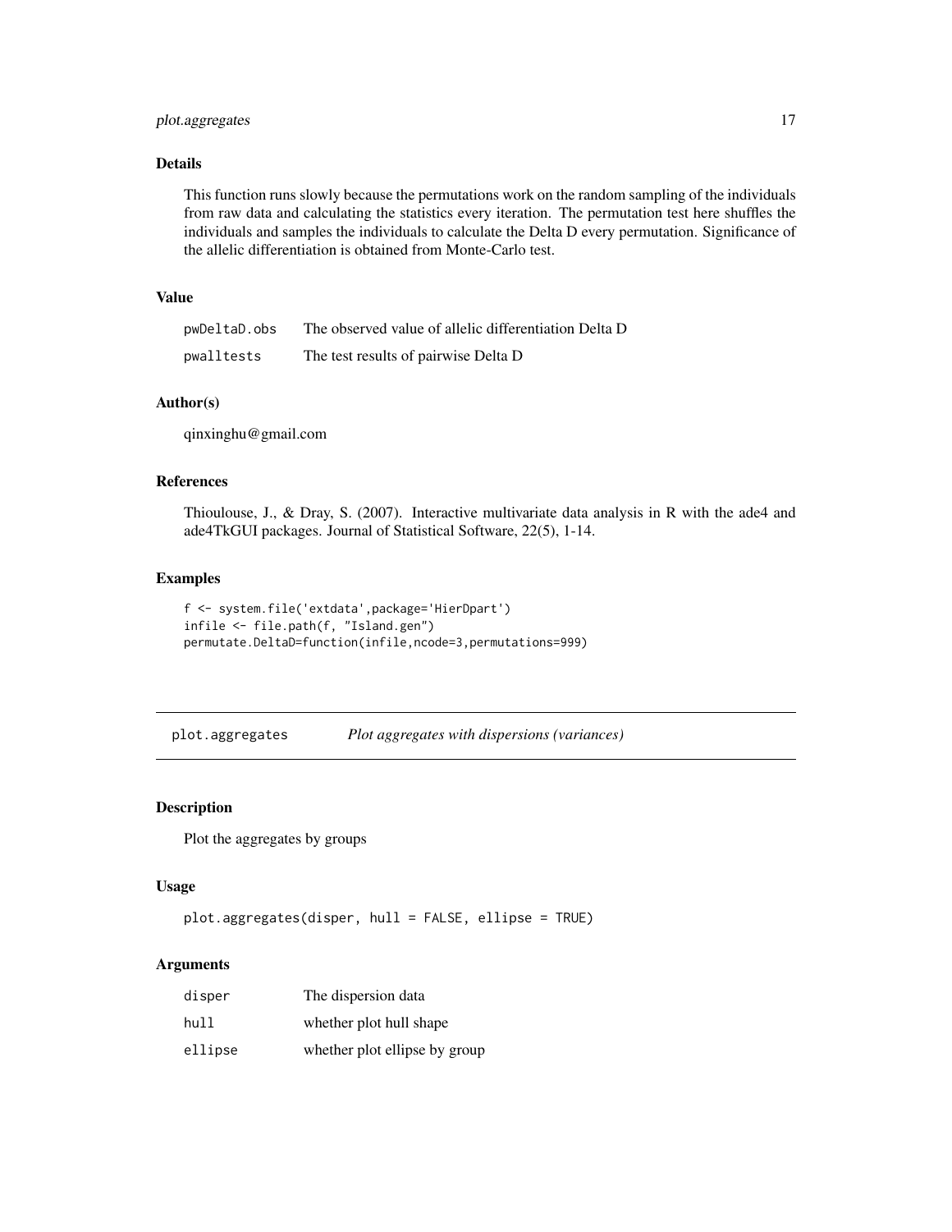### Details

This function runs slowly because the permutations work on the random sampling of the individuals from raw data and calculating the statistics every iteration. The permutation test here shuffles the individuals and samples the individuals to calculate the Delta D every permutation. Significance of the allelic differentiation is obtained from Monte-Carlo test.

### Value

| | |
|---|---|
| pwDeltaD.obs | The observed value of allelic differentiation Delta D |
| pwalltests | The test results of pairwise Delta D |

### Author(s)

qinxinghu@gmail.com

### References

Thioulouse, J., & Dray, S. (2007). Interactive multivariate data analysis in R with the ade4 and ade4TkGUI packages. Journal of Statistical Software, 22(5), 1-14.

### Examples

```
f <- system.file('extdata',package='HierDpart')
infile <- file.path(f, "Island.gen")
permutate.DeltaD=function(infile,ncode=3,permutations=999)
```

---

## plot.aggregates &nbsp;&nbsp;&nbsp; *Plot aggregates with dispersions (variances)*

### Description

Plot the aggregates by groups

### Usage

```
plot.aggregates(disper, hull = FALSE, ellipse = TRUE)
```

### Arguments

| | |
|---|---|
| disper | The dispersion data |
| hull | whether plot hull shape |
| ellipse | whether plot ellipse by group |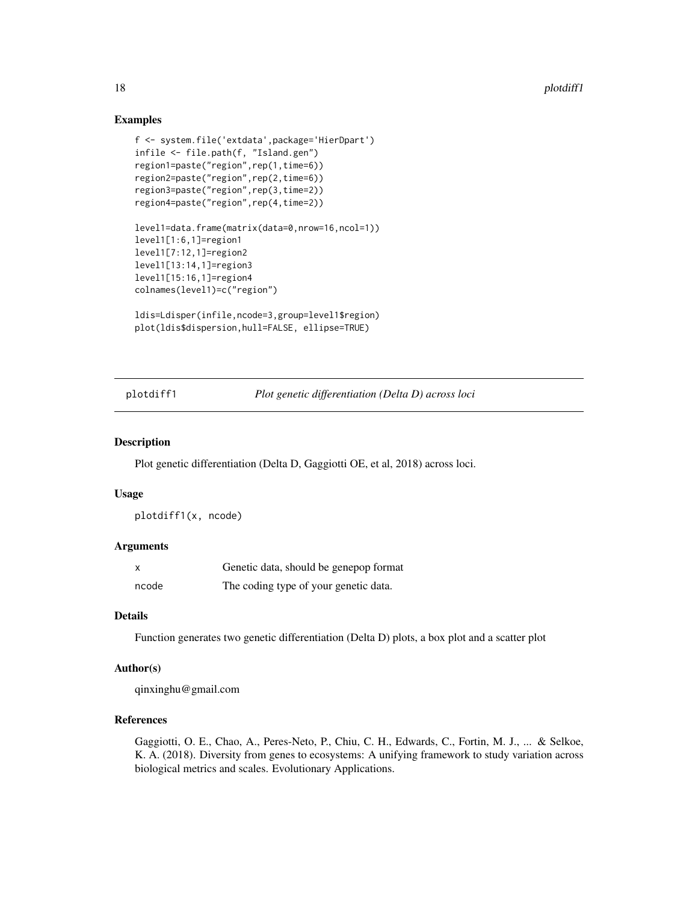## Examples

```
f <- system.file('extdata',package='HierDpart')
infile <- file.path(f, "Island.gen")
region1=paste("region",rep(1,time=6))
region2=paste("region",rep(2,time=6))
region3=paste("region",rep(3,time=2))
region4=paste("region",rep(4,time=2))

level1=data.frame(matrix(data=0,nrow=16,ncol=1))
level1[1:6,1]=region1
level1[7:12,1]=region2
level1[13:14,1]=region3
level1[15:16,1]=region4
colnames(level1)=c("region")

ldis=Ldisper(infile,ncode=3,group=level1$region)
plot(ldis$dispersion,hull=FALSE, ellipse=TRUE)
```

---

# plotdiff1 — *Plot genetic differentiation (Delta D) across loci*

## Description

Plot genetic differentiation (Delta D, Gaggiotti OE, et al, 2018) across loci.

## Usage

```
plotdiff1(x, ncode)
```

## Arguments

| | |
|---|---|
| x | Genetic data, should be genepop format |
| ncode | The coding type of your genetic data. |

## Details

Function generates two genetic differentiation (Delta D) plots, a box plot and a scatter plot

## Author(s)

qinxinghu@gmail.com

## References

Gaggiotti, O. E., Chao, A., Peres-Neto, P., Chiu, C. H., Edwards, C., Fortin, M. J., ... & Selkoe, K. A. (2018). Diversity from genes to ecosystems: A unifying framework to study variation across biological metrics and scales. Evolutionary Applications.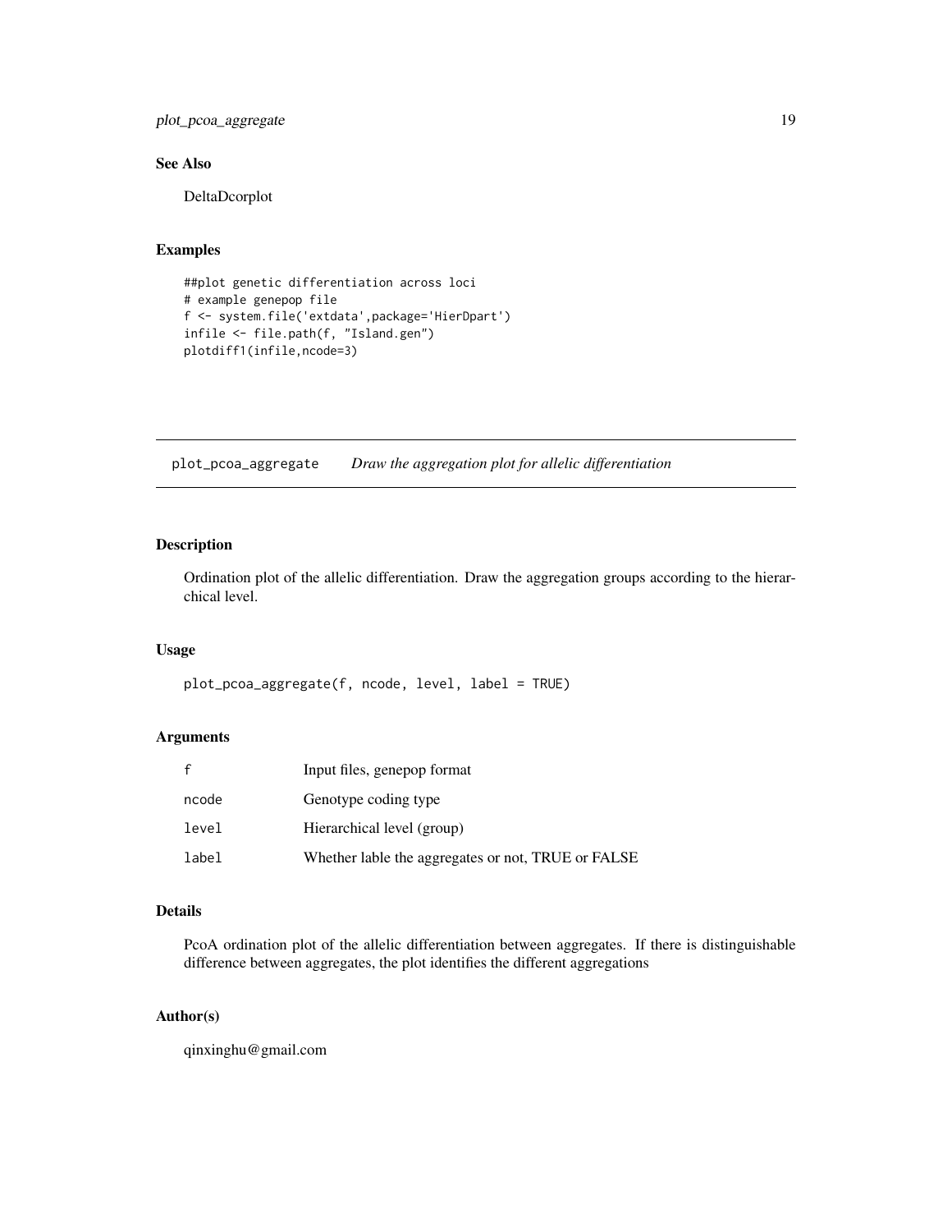### See Also

DeltaDcorplot

### Examples

```
##plot genetic differentiation across loci
# example genepop file
f <- system.file('extdata',package='HierDpart')
infile <- file.path(f, "Island.gen")
plotdiff1(infile,ncode=3)
```

---

## plot_pcoa_aggregate    *Draw the aggregation plot for allelic differentiation*

---

### Description

Ordination plot of the allelic differentiation. Draw the aggregation groups according to the hierarchical level.

### Usage

```
plot_pcoa_aggregate(f, ncode, level, label = TRUE)
```

### Arguments

| | |
|---|---|
| `f` | Input files, genepop format |
| `ncode` | Genotype coding type |
| `level` | Hierarchical level (group) |
| `label` | Whether lable the aggregates or not, TRUE or FALSE |

### Details

PcoA ordination plot of the allelic differentiation between aggregates. If there is distinguishable difference between aggregates, the plot identifies the different aggregations

### Author(s)

qinxinghu@gmail.com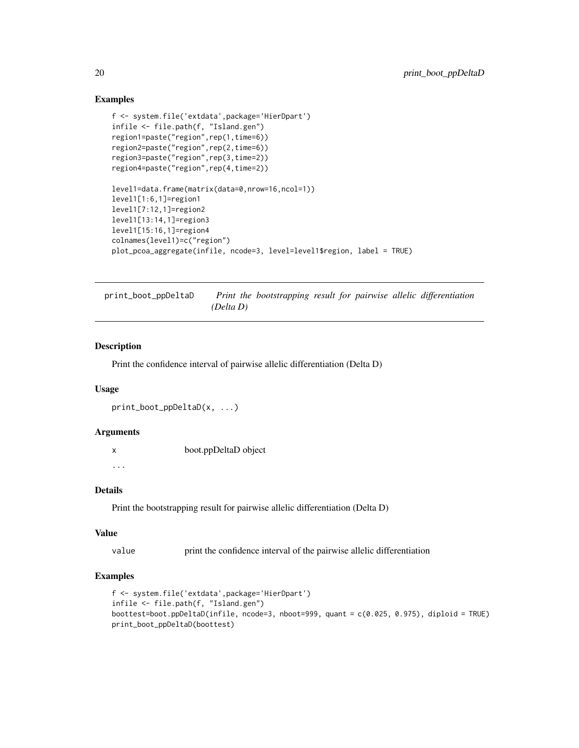## Examples

```
f <- system.file('extdata',package='HierDpart')
infile <- file.path(f, "Island.gen")
region1=paste("region",rep(1,time=6))
region2=paste("region",rep(2,time=6))
region3=paste("region",rep(3,time=2))
region4=paste("region",rep(4,time=2))

level1=data.frame(matrix(data=0,nrow=16,ncol=1))
level1[1:6,1]=region1
level1[7:12,1]=region2
level1[13:14,1]=region3
level1[15:16,1]=region4
colnames(level1)=c("region")
plot_pcoa_aggregate(infile, ncode=3, level=level1$region, label = TRUE)
```

---

# print_boot_ppDeltaD    *Print the bootstrapping result for pairwise allelic differentiation (Delta D)*

---

## Description

Print the confidence interval of pairwise allelic differentiation (Delta D)

## Usage

```
print_boot_ppDeltaD(x, ...)
```

## Arguments

| | |
|---|---|
| x | boot.ppDeltaD object |
| ... | |

## Details

Print the bootstrapping result for pairwise allelic differentiation (Delta D)

## Value

| | |
|---|---|
| value | print the confidence interval of the pairwise allelic differentiation |

## Examples

```
f <- system.file('extdata',package='HierDpart')
infile <- file.path(f, "Island.gen")
boottest=boot.ppDeltaD(infile, ncode=3, nboot=999, quant = c(0.025, 0.975), diploid = TRUE)
print_boot_ppDeltaD(boottest)
```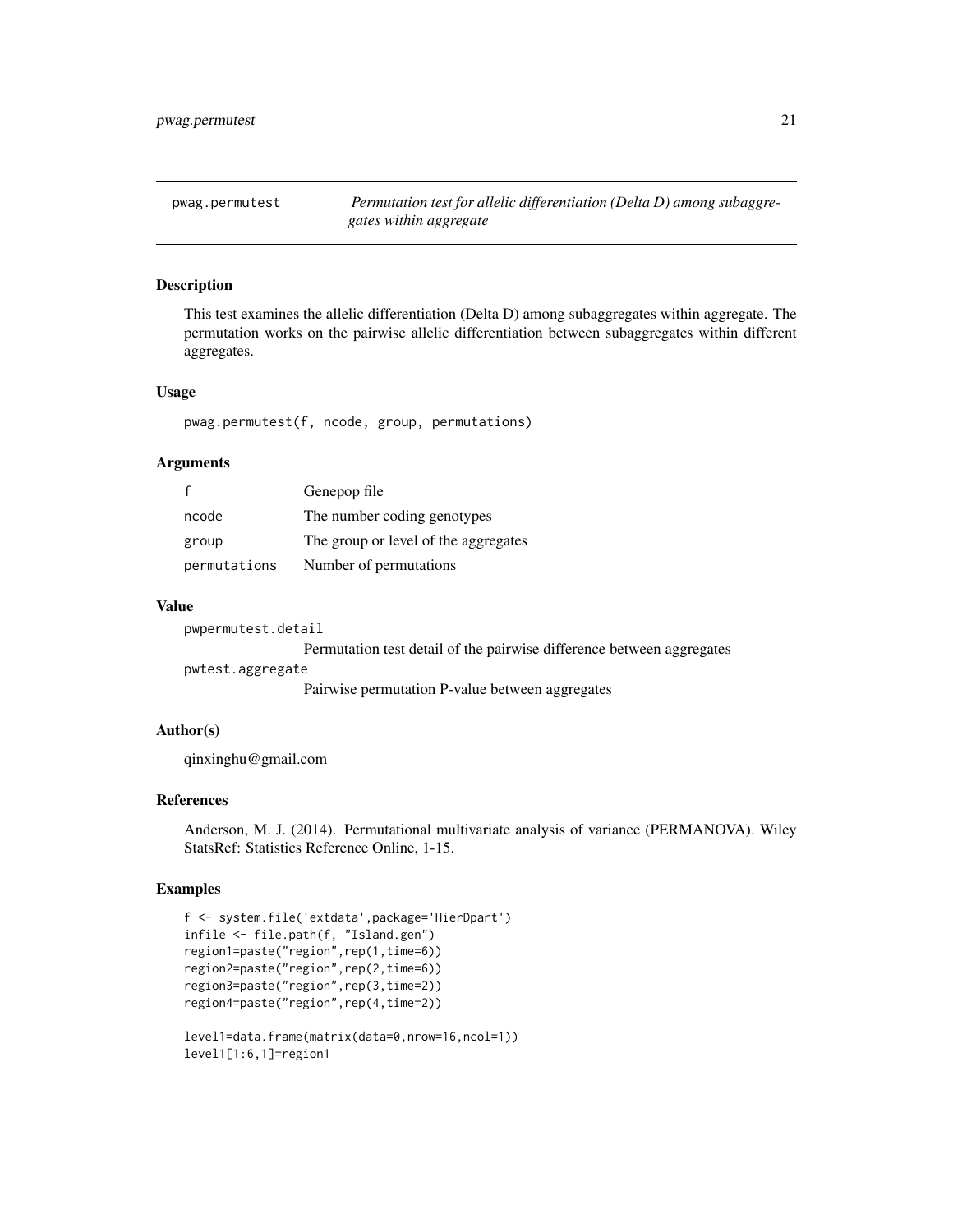## pwag.permutest — *Permutation test for allelic differentiation (Delta D) among subaggregates within aggregate*

### Description

This test examines the allelic differentiation (Delta D) among subaggregates within aggregate. The permutation works on the pairwise allelic differentiation between subaggregates within different aggregates.

### Usage

```
pwag.permutest(f, ncode, group, permutations)
```

### Arguments

| | |
|---|---|
| f | Genepop file |
| ncode | The number coding genotypes |
| group | The group or level of the aggregates |
| permutations | Number of permutations |

### Value

`pwpermutest.detail`
: Permutation test detail of the pairwise difference between aggregates

`pwtest.aggregate`
: Pairwise permutation P-value between aggregates

### Author(s)

qinxinghu@gmail.com

### References

Anderson, M. J. (2014). Permutational multivariate analysis of variance (PERMANOVA). Wiley StatsRef: Statistics Reference Online, 1-15.

### Examples

```
f <- system.file('extdata',package='HierDpart')
infile <- file.path(f, "Island.gen")
region1=paste("region",rep(1,time=6))
region2=paste("region",rep(2,time=6))
region3=paste("region",rep(3,time=2))
region4=paste("region",rep(4,time=2))

level1=data.frame(matrix(data=0,nrow=16,ncol=1))
level1[1:6,1]=region1
```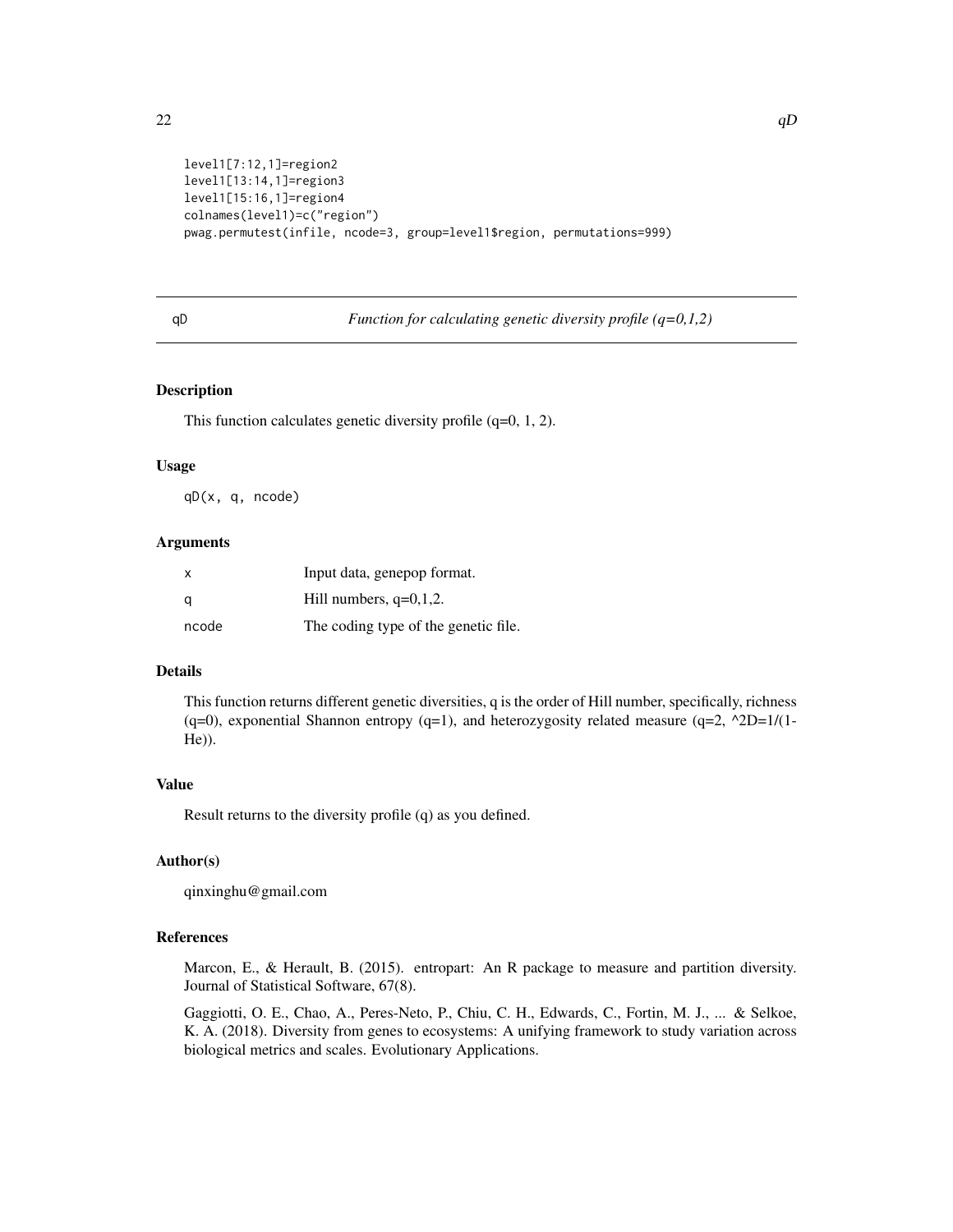```
level1[7:12,1]=region2
level1[13:14,1]=region3
level1[15:16,1]=region4
colnames(level1)=c("region")
pwag.permutest(infile, ncode=3, group=level1$region, permutations=999)
```

---

## qD — *Function for calculating genetic diversity profile (q=0,1,2)*

---

### Description

This function calculates genetic diversity profile (q=0, 1, 2).

### Usage

```
qD(x, q, ncode)
```

### Arguments

| | |
|---|---|
| x | Input data, genepop format. |
| q | Hill numbers, q=0,1,2. |
| ncode | The coding type of the genetic file. |

### Details

This function returns different genetic diversities, q is the order of Hill number, specifically, richness (q=0), exponential Shannon entropy (q=1), and heterozygosity related measure (q=2, ^2D=1/(1-He)).

### Value

Result returns to the diversity profile (q) as you defined.

### Author(s)

qinxinghu@gmail.com

### References

Marcon, E., & Herault, B. (2015). entropart: An R package to measure and partition diversity. Journal of Statistical Software, 67(8).

Gaggiotti, O. E., Chao, A., Peres-Neto, P., Chiu, C. H., Edwards, C., Fortin, M. J., ... & Selkoe, K. A. (2018). Diversity from genes to ecosystems: A unifying framework to study variation across biological metrics and scales. Evolutionary Applications.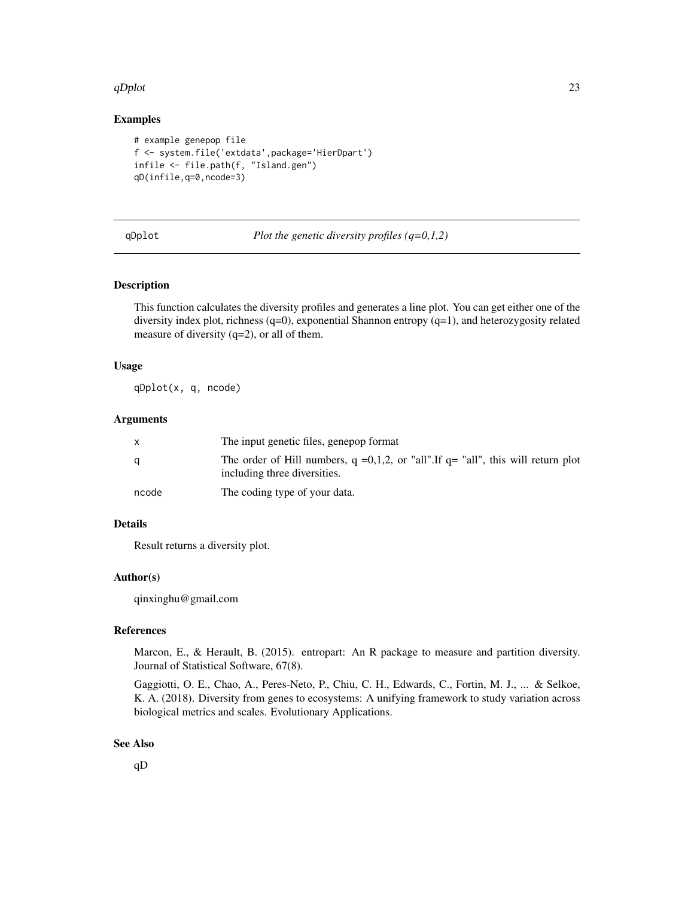## Examples

```
# example genepop file
f <- system.file('extdata',package='HierDpart')
infile <- file.path(f, "Island.gen")
qD(infile,q=0,ncode=3)
```

---

# qDplot — *Plot the genetic diversity profiles (q=0,1,2)*

---

## Description

This function calculates the diversity profiles and generates a line plot. You can get either one of the diversity index plot, richness (q=0), exponential Shannon entropy (q=1), and heterozygosity related measure of diversity (q=2), or all of them.

## Usage

```
qDplot(x, q, ncode)
```

## Arguments

| | |
|---|---|
| x | The input genetic files, genepop format |
| q | The order of Hill numbers, q =0,1,2, or "all".If q= "all", this will return plot including three diversities. |
| ncode | The coding type of your data. |

## Details

Result returns a diversity plot.

## Author(s)

qinxinghu@gmail.com

## References

Marcon, E., & Herault, B. (2015). entropart: An R package to measure and partition diversity. Journal of Statistical Software, 67(8).

Gaggiotti, O. E., Chao, A., Peres-Neto, P., Chiu, C. H., Edwards, C., Fortin, M. J., ... & Selkoe, K. A. (2018). Diversity from genes to ecosystems: A unifying framework to study variation across biological metrics and scales. Evolutionary Applications.

## See Also

qD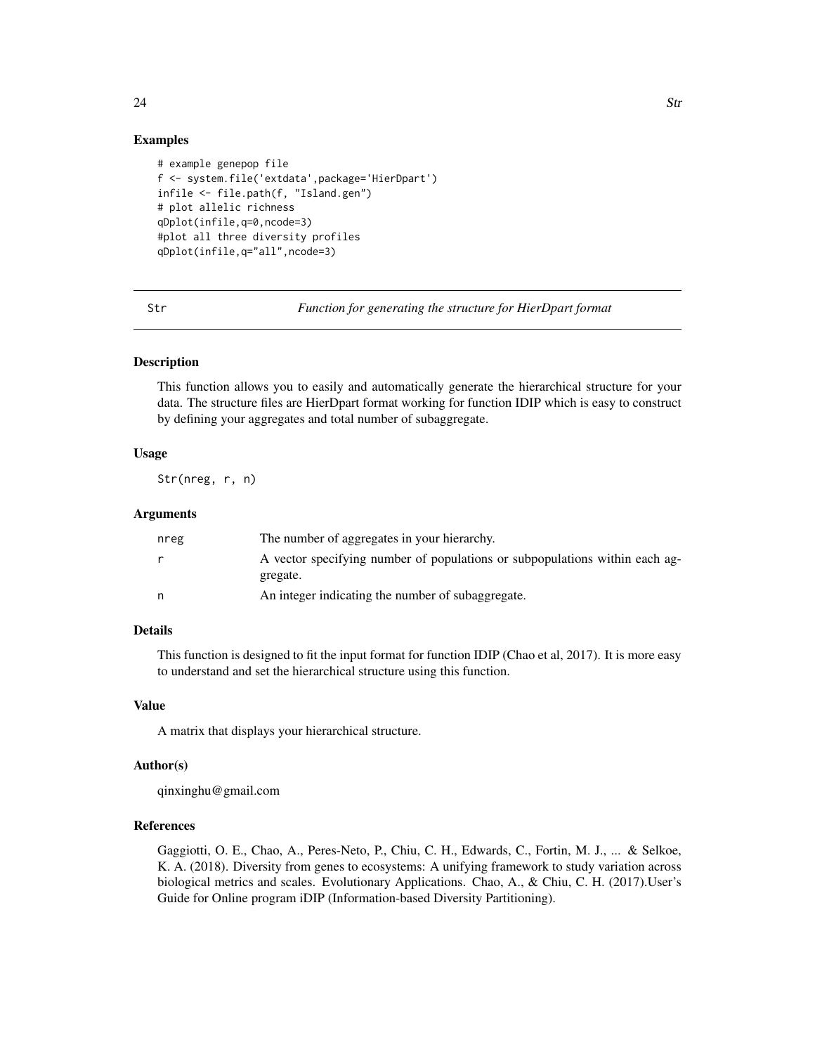## Examples

```
# example genepop file
f <- system.file('extdata',package='HierDpart')
infile <- file.path(f, "Island.gen")
# plot allelic richness
qDplot(infile,q=0,ncode=3)
#plot all three diversity profiles
qDplot(infile,q="all",ncode=3)
```

---

# Str — *Function for generating the structure for HierDpart format*

---

## Description

This function allows you to easily and automatically generate the hierarchical structure for your data. The structure files are HierDpart format working for function IDIP which is easy to construct by defining your aggregates and total number of subaggregate.

## Usage

```
Str(nreg, r, n)
```

## Arguments

| | |
|---|---|
| nreg | The number of aggregates in your hierarchy. |
| r | A vector specifying number of populations or subpopulations within each aggregate. |
| n | An integer indicating the number of subaggregate. |

## Details

This function is designed to fit the input format for function IDIP (Chao et al, 2017). It is more easy to understand and set the hierarchical structure using this function.

## Value

A matrix that displays your hierarchical structure.

## Author(s)

qinxinghu@gmail.com

## References

Gaggiotti, O. E., Chao, A., Peres-Neto, P., Chiu, C. H., Edwards, C., Fortin, M. J., ... & Selkoe, K. A. (2018). Diversity from genes to ecosystems: A unifying framework to study variation across biological metrics and scales. Evolutionary Applications. Chao, A., & Chiu, C. H. (2017).User's Guide for Online program iDIP (Information-based Diversity Partitioning).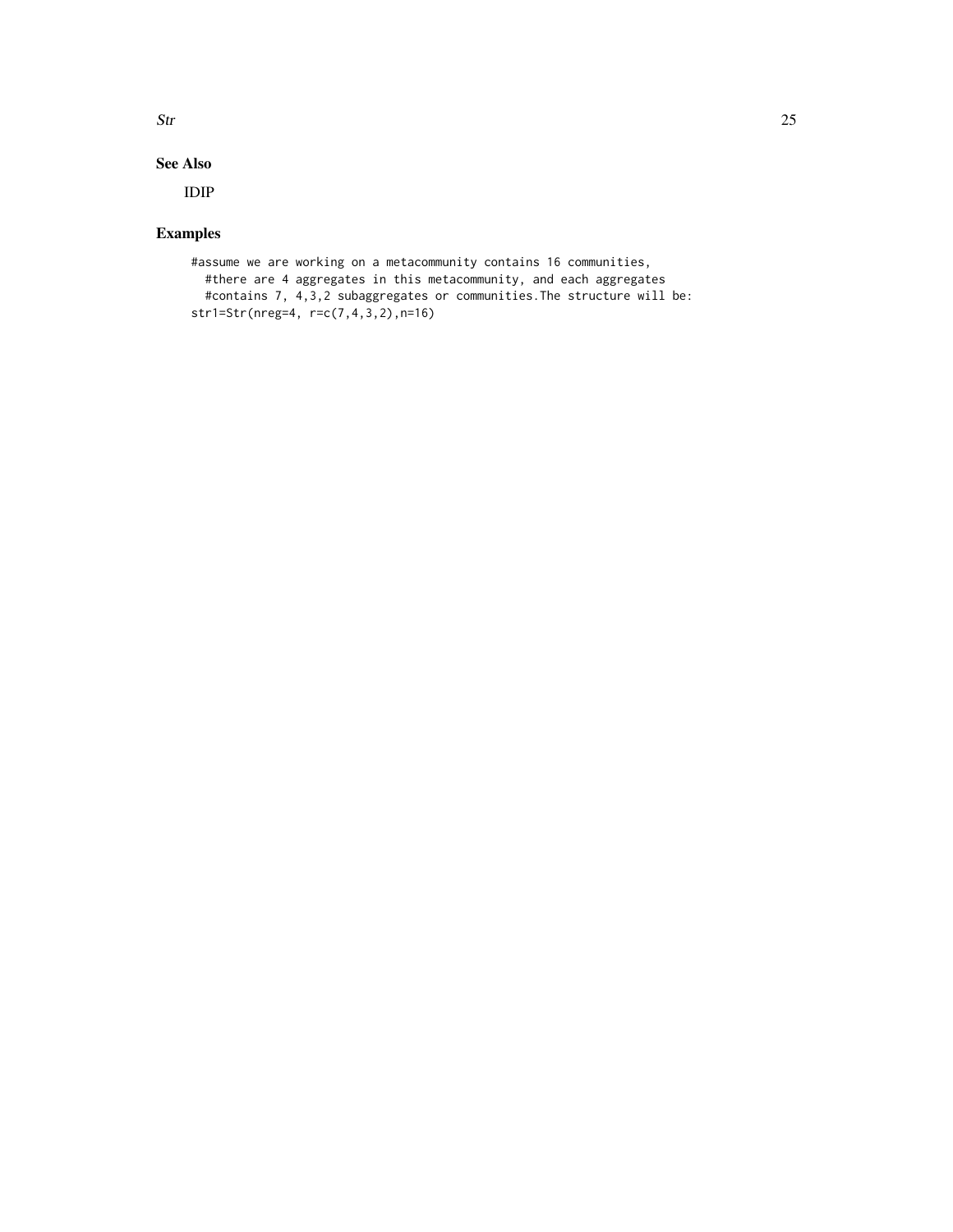## See Also

IDIP

## Examples

```
#assume we are working on a metacommunity contains 16 communities,
  #there are 4 aggregates in this metacommunity, and each aggregates
  #contains 7, 4,3,2 subaggregates or communities.The structure will be:
str1=Str(nreg=4, r=c(7,4,3,2),n=16)
```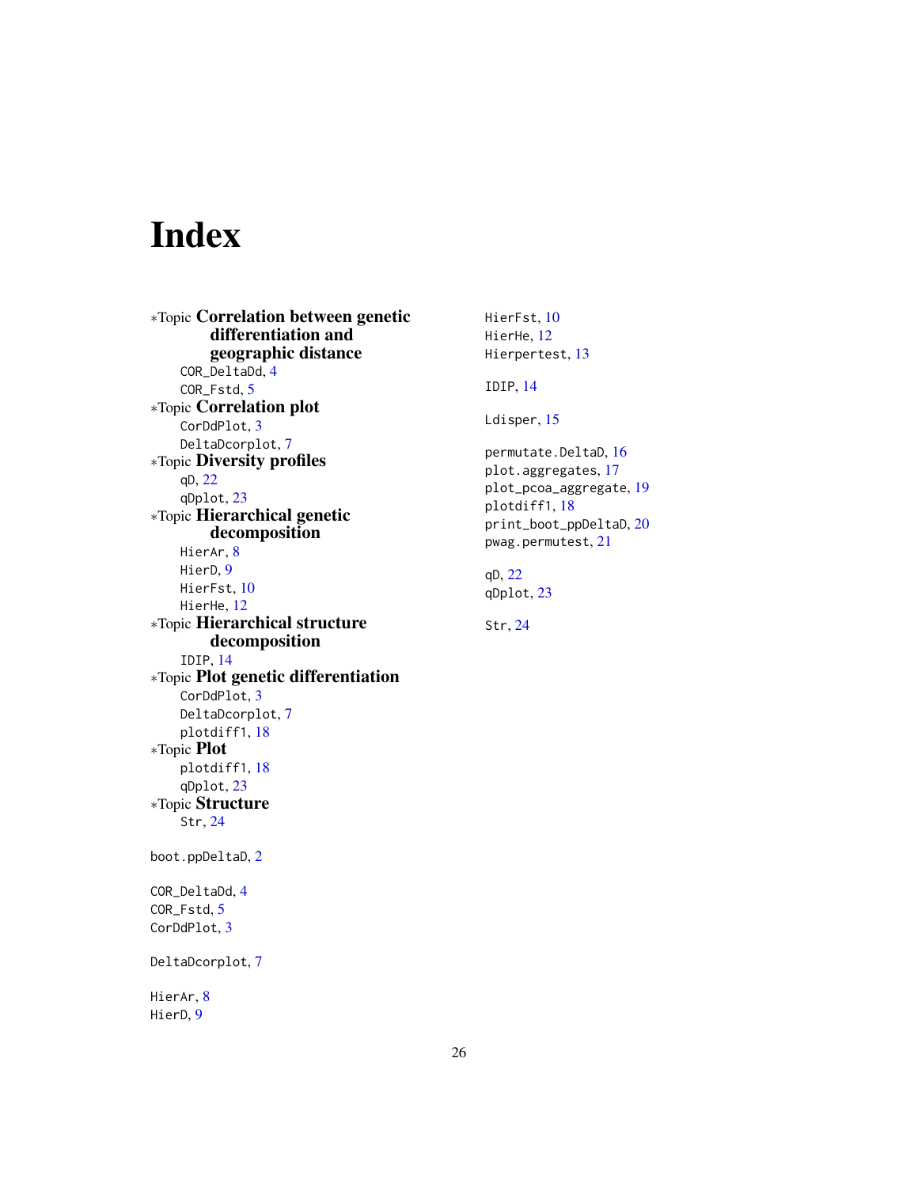# Index

*Topic **Correlation between genetic differentiation and geographic distance**
- COR_DeltaDd, 4
- COR_Fstd, 5

*Topic **Correlation plot**
- CorDdPlot, 3
- DeltaDcorplot, 7

*Topic **Diversity profiles**
- qD, 22
- qDplot, 23

*Topic **Hierarchical genetic decomposition**
- HierAr, 8
- HierD, 9
- HierFst, 10
- HierHe, 12

*Topic **Hierarchical structure decomposition**
- IDIP, 14

*Topic **Plot genetic differentiation**
- CorDdPlot, 3
- DeltaDcorplot, 7
- plotdiff1, 18

*Topic **Plot**
- plotdiff1, 18
- qDplot, 23

*Topic **Structure**
- Str, 24

boot.ppDeltaD, 2

COR_DeltaDd, 4
COR_Fstd, 5
CorDdPlot, 3

DeltaDcorplot, 7

HierAr, 8
HierD, 9
HierFst, 10
HierHe, 12
Hierpertest, 13

IDIP, 14

Ldisper, 15

permutate.DeltaD, 16
plot.aggregates, 17
plot_pcoa_aggregate, 19
plotdiff1, 18
print_boot_ppDeltaD, 20
pwag.permutest, 21

qD, 22
qDplot, 23

Str, 24